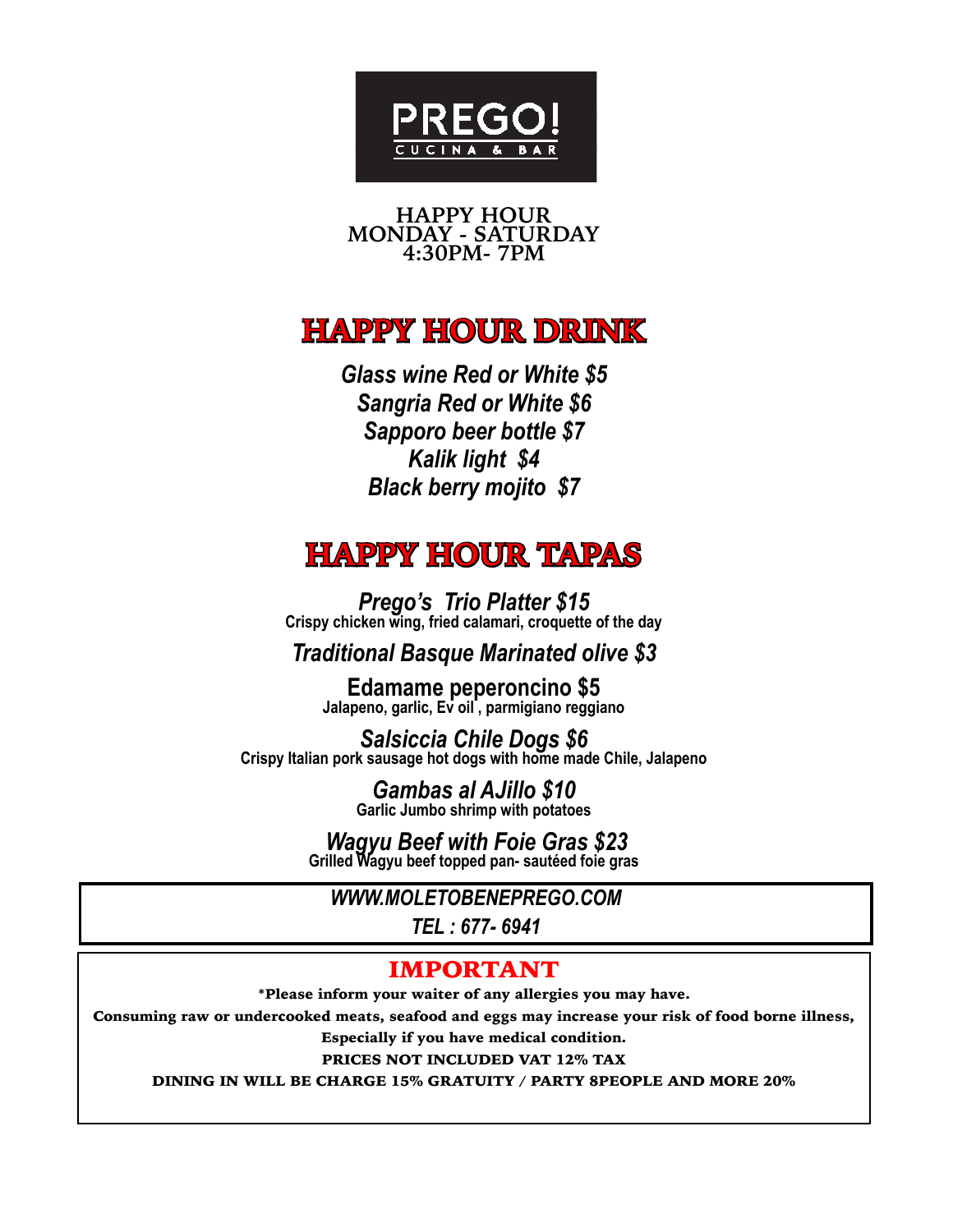# PREGO!

CUCINA & BAR

**HAPPY HOUR**
**MONDAY - SATURDAY**
**4:30PM- 7PM**

## HAPPY HOUR DRINK

***Glass wine Red or White $5***

***Sangria Red or White $6***

***Sapporo beer bottle $7***

***Kalik light $4***

***Black berry mojito $7***

## HAPPY HOUR TAPAS

***Prego's Trio Platter $15***
**Crispy chicken wing, fried calamari, croquette of the day**

***Traditional Basque Marinated olive $3***

**Edamame peperoncino $5**
**Jalapeno, garlic, Ev oil , parmigiano reggiano**

***Salsiccia Chile Dogs $6***
**Crispy Italian pork sausage hot dogs with home made Chile, Jalapeno**

***Gambas al AJillo $10***
**Garlic Jumbo shrimp with potatoes**

***Wagyu Beef with Foie Gras $23***
**Grilled Wagyu beef topped pan- sautéed foie gras**

***WWW.MOLETOBENEPREGO.COM***

***TEL : 677- 6941***

### IMPORTANT

*Please inform your waiter of any allergies you may have.

Consuming raw or undercooked meats, seafood and eggs may increase your risk of food borne illness, Especially if you have medical condition.

PRICES NOT INCLUDED VAT 12% TAX

DINING IN WILL BE CHARGE 15% GRATUITY / PARTY 8PEOPLE AND MORE 20%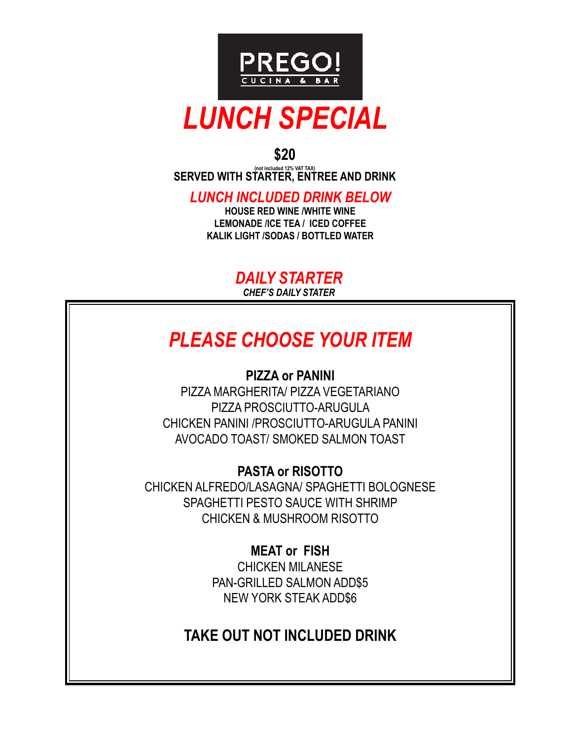# PREGO!

CUCINA & BAR

# *LUNCH SPECIAL*

**$20**

(not included 12% VAT TAX)

**SERVED WITH STARTER, ENTREE AND DRINK**

## *LUNCH INCLUDED DRINK BELOW*

**HOUSE RED WINE /WHITE WINE**
**LEMONADE /ICE TEA / ICED COFFEE**
**KALIK LIGHT /SODAS / BOTTLED WATER**

## *DAILY STARTER*

***CHEF'S DAILY STATER***

## *PLEASE CHOOSE YOUR ITEM*

### PIZZA or PANINI

PIZZA MARGHERITA/ PIZZA VEGETARIANO
PIZZA PROSCIUTTO-ARUGULA
CHICKEN PANINI /PROSCIUTTO-ARUGULA PANINI
AVOCADO TOAST/ SMOKED SALMON TOAST

### PASTA or RISOTTO

CHICKEN ALFREDO/LASAGNA/ SPAGHETTI BOLOGNESE
SPAGHETTI PESTO SAUCE WITH SHRIMP
CHICKEN & MUSHROOM RISOTTO

### MEAT or FISH

CHICKEN MILANESE
PAN-GRILLED SALMON ADD$5
NEW YORK STEAK ADD$6

**TAKE OUT NOT INCLUDED DRINK**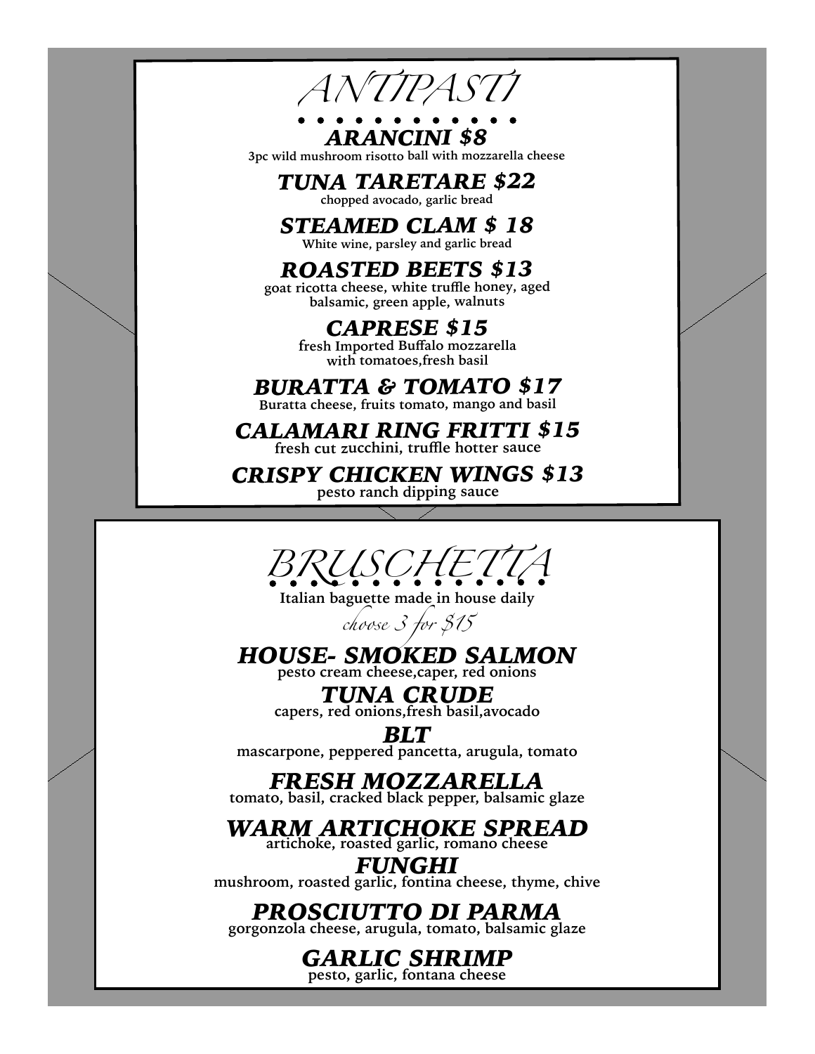# ANTIPASTI

### *ARANCINI $8*
3pc wild mushroom risotto ball with mozzarella cheese

### *TUNA TARETARE $22*
chopped avocado, garlic bread

### *STEAMED CLAM $ 18*
White wine, parsley and garlic bread

### *ROASTED BEETS $13*
goat ricotta cheese, white truffle honey, aged balsamic, green apple, walnuts

### *CAPRESE $15*
fresh Imported Buffalo mozzarella with tomatoes,fresh basil

### *BURATTA & TOMATO $17*
Buratta cheese, fruits tomato, mango and basil

### *CALAMARI RING FRITTI $15*
fresh cut zucchini, truffle hotter sauce

### *CRISPY CHICKEN WINGS $13*
pesto ranch dipping sauce

# BRUSCHETTA

Italian baguette made in house daily

*choose 3 for $15*

### *HOUSE- SMOKED SALMON*
pesto cream cheese,caper, red onions

### *TUNA CRUDE*
capers, red onions,fresh basil,avocado

### *BLT*
mascarpone, peppered pancetta, arugula, tomato

### *FRESH MOZZARELLA*
tomato, basil, cracked black pepper, balsamic glaze

### *WARM ARTICHOKE SPREAD*
artichoke, roasted garlic, romano cheese

### *FUNGHI*
mushroom, roasted garlic, fontina cheese, thyme, chive

### *PROSCIUTTO DI PARMA*
gorgonzola cheese, arugula, tomato, balsamic glaze

### *GARLIC SHRIMP*
pesto, garlic, fontana cheese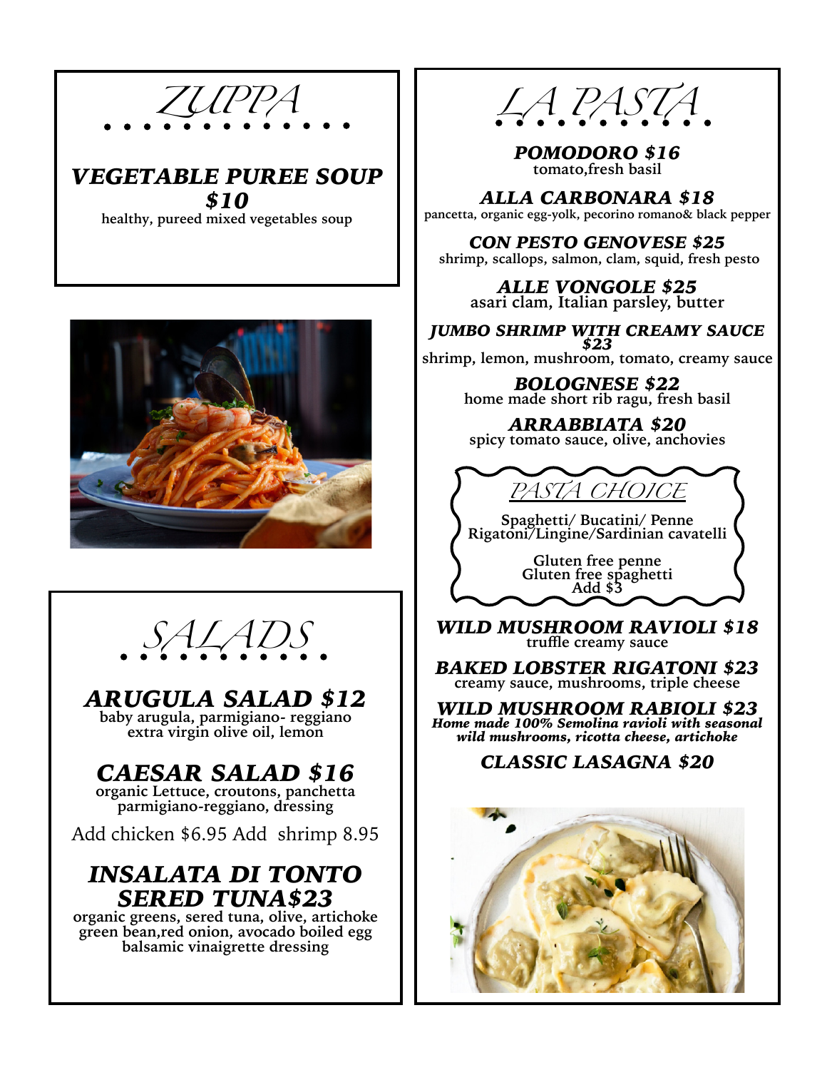# ZUPPA

### *VEGETABLE PUREE SOUP $10*

healthy, pureed mixed vegetables soup

# SALADS

### *ARUGULA SALAD $12*

baby arugula, parmigiano- reggiano extra virgin olive oil, lemon

### *CAESAR SALAD $16*

organic Lettuce, croutons, panchetta parmigiano-reggiano, dressing

Add chicken $6.95 Add shrimp 8.95

### *INSALATA DI TONTO SERED TUNA$23*

organic greens, sered tuna, olive, artichoke green bean,red onion, avocado boiled egg balsamic vinaigrette dressing

# LA PASTA

### *POMODORO $16*

tomato,fresh basil

### *ALLA CARBONARA $18*

pancetta, organic egg-yolk, pecorino romano& black pepper

### *CON PESTO GENOVESE $25*

shrimp, scallops, salmon, clam, squid, fresh pesto

### *ALLE VONGOLE $25*

asari clam, Italian parsley, butter

### *JUMBO SHRIMP WITH CREAMY SAUCE $23*

shrimp, lemon, mushroom, tomato, creamy sauce

### *BOLOGNESE $22*

home made short rib ragu, fresh basil

### *ARRABBIATA $20*

spicy tomato sauce, olive, anchovies

## PASTA CHOICE

Spaghetti/ Bucatini/ Penne
Rigatoni/Lingine/Sardinian cavatelli

Gluten free penne
Gluten free spaghetti
Add $3

### *WILD MUSHROOM RAVIOLI $18*

truffle creamy sauce

### *BAKED LOBSTER RIGATONI $23*

creamy sauce, mushrooms, triple cheese

### *WILD MUSHROOM RABIOLI $23*

***Home made 100% Semolina ravioli with seasonal wild mushrooms, ricotta cheese, artichoke***

### *CLASSIC LASAGNA $20*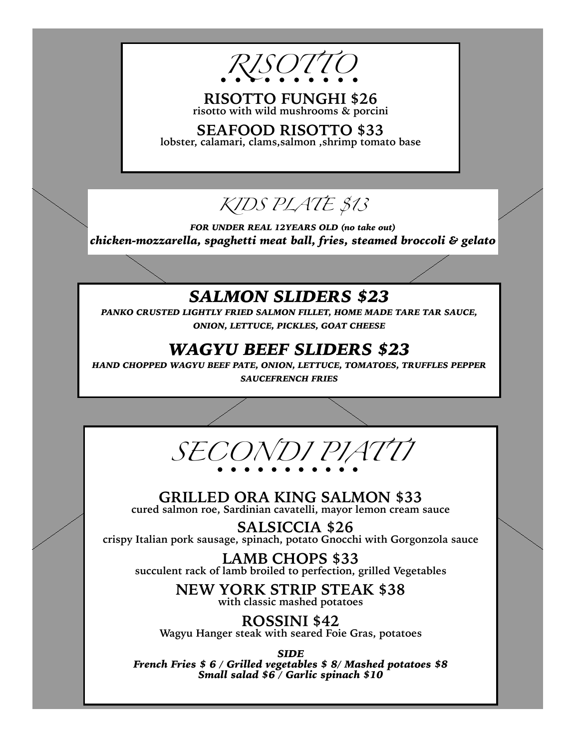# RISOTTO

**RISOTTO FUNGHI $26**
risotto with wild mushrooms & porcini

**SEAFOOD RISOTTO $33**
lobster, calamari, clams,salmon ,shrimp tomato base

# KIDS PLATE $13

***FOR UNDER REAL 12YEARS OLD (no take out)***
***chicken-mozzarella, spaghetti meat ball, fries, steamed broccoli & gelato***

## *SALMON SLIDERS $23*

*PANKO CRUSTED LIGHTLY FRIED SALMON FILLET, HOME MADE TARE TAR SAUCE, ONION, LETTUCE, PICKLES, GOAT CHEESE*

## *WAGYU BEEF SLIDERS $23*

*HAND CHOPPED WAGYU BEEF PATE, ONION, LETTUCE, TOMATOES, TRUFFLES PEPPER SAUCEFRENCH FRIES*

# SECONDI PIATTI

**GRILLED ORA KING SALMON $33**
cured salmon roe, Sardinian cavatelli, mayor lemon cream sauce

**SALSICCIA $26**
crispy Italian pork sausage, spinach, potato Gnocchi with Gorgonzola sauce

**LAMB CHOPS $33**
succulent rack of lamb broiled to perfection, grilled Vegetables

**NEW YORK STRIP STEAK $38**
with classic mashed potatoes

**ROSSINI $42**
Wagyu Hanger steak with seared Foie Gras, potatoes

***SIDE***
***French Fries $ 6 / Grilled vegetables $ 8/ Mashed potatoes $8***
***Small salad $6 / Garlic spinach $10***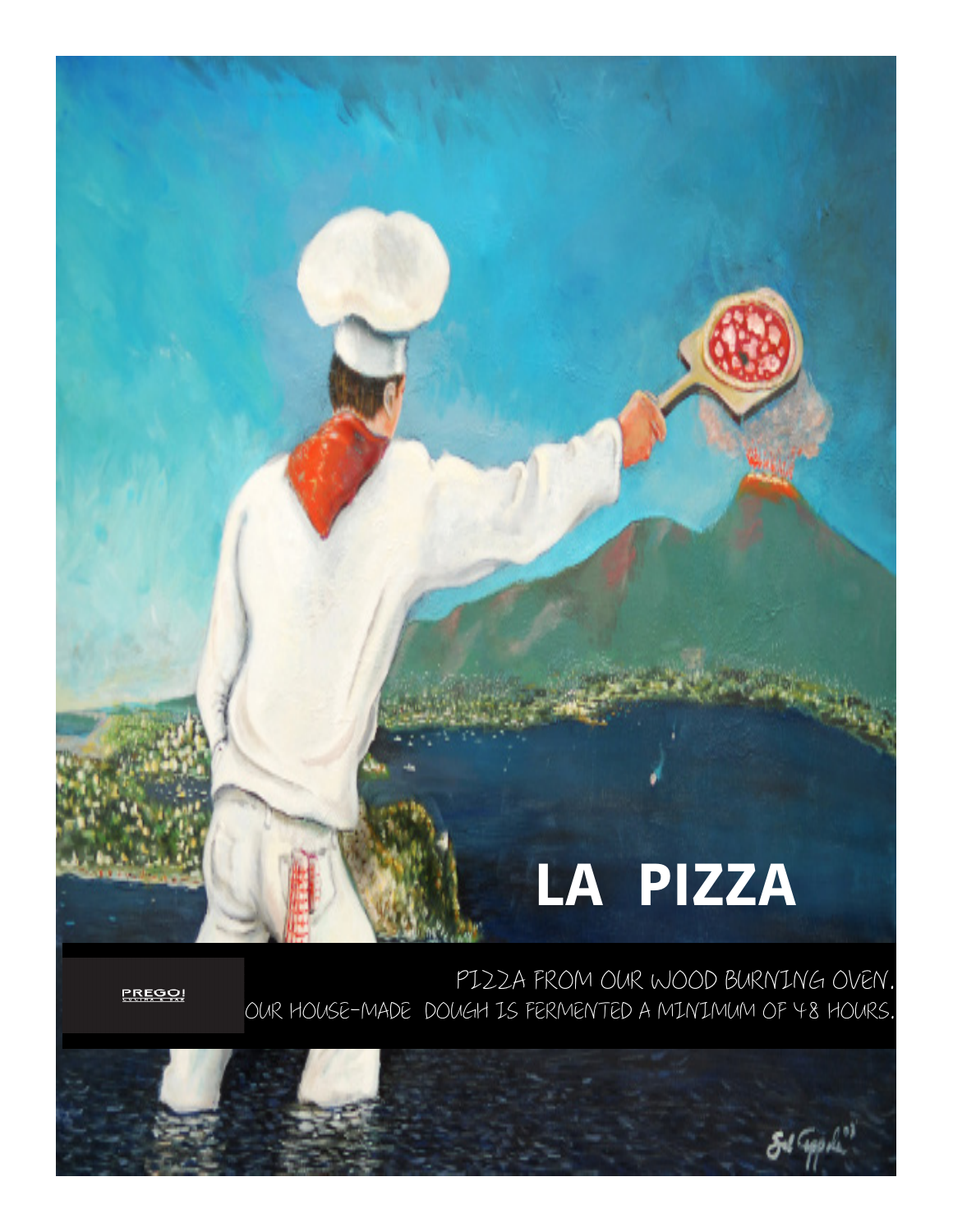# LA PIZZA

PREGO!

PIZZA FROM OUR WOOD BURNING OVEN.
OUR HOUSE-MADE DOUGH IS FERMENTED A MINIMUM OF 48 HOURS.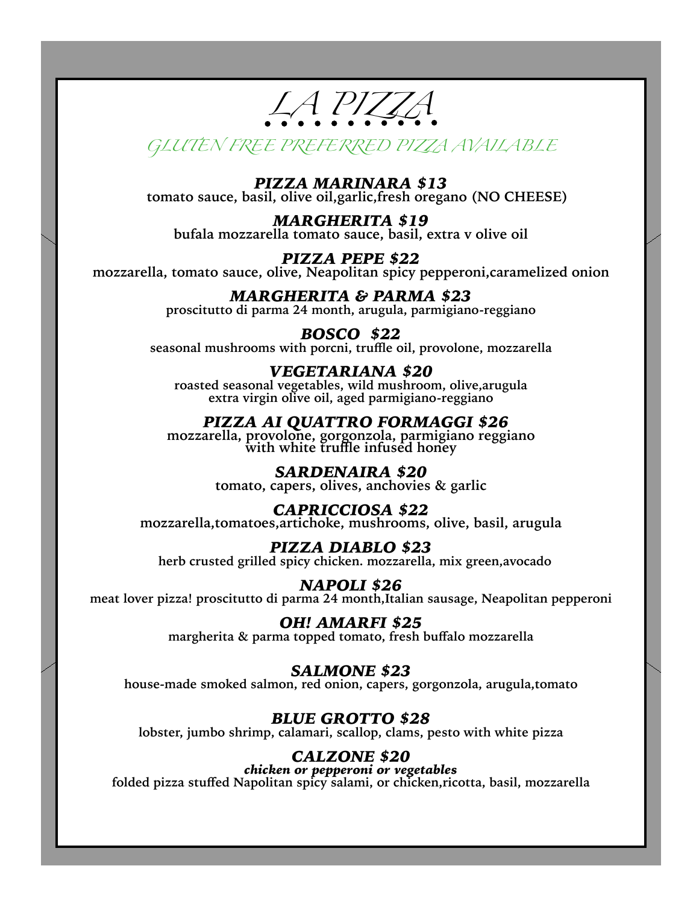# LA PIZZA

*GLUTEN FREE PREFERRED PIZZA AVAILABLE*

***PIZZA MARINARA $13***
**tomato sauce, basil, olive oil,garlic,fresh oregano (NO CHEESE)**

***MARGHERITA $19***
**bufala mozzarella tomato sauce, basil, extra v olive oil**

***PIZZA PEPE $22***
**mozzarella, tomato sauce, olive, Neapolitan spicy pepperoni,caramelized onion**

***MARGHERITA & PARMA $23***
**proscitutto di parma 24 month, arugula, parmigiano-reggiano**

***BOSCO $22***
**seasonal mushrooms with porcni, truffle oil, provolone, mozzarella**

***VEGETARIANA $20***
**roasted seasonal vegetables, wild mushroom, olive,arugula extra virgin olive oil, aged parmigiano-reggiano**

***PIZZA AI QUATTRO FORMAGGI $26***
**mozzarella, provolone, gorgonzola, parmigiano reggiano with white truffle infused honey**

***SARDENAIRA $20***
**tomato, capers, olives, anchovies & garlic**

***CAPRICCIOSA $22***
**mozzarella,tomatoes,artichoke, mushrooms, olive, basil, arugula**

***PIZZA DIABLO $23***
**herb crusted grilled spicy chicken. mozzarella, mix green,avocado**

***NAPOLI $26***
**meat lover pizza! proscitutto di parma 24 month,Italian sausage, Neapolitan pepperoni**

***OH! AMARFI $25***
**margherita & parma topped tomato, fresh buffalo mozzarella**

***SALMONE $23***
**house-made smoked salmon, red onion, capers, gorgonzola, arugula,tomato**

***BLUE GROTTO $28***
**lobster, jumbo shrimp, calamari, scallop, clams, pesto with white pizza**

***CALZONE $20***
***chicken or pepperoni or vegetables***
**folded pizza stuffed Napolitan spicy salami, or chicken,ricotta, basil, mozzarella**